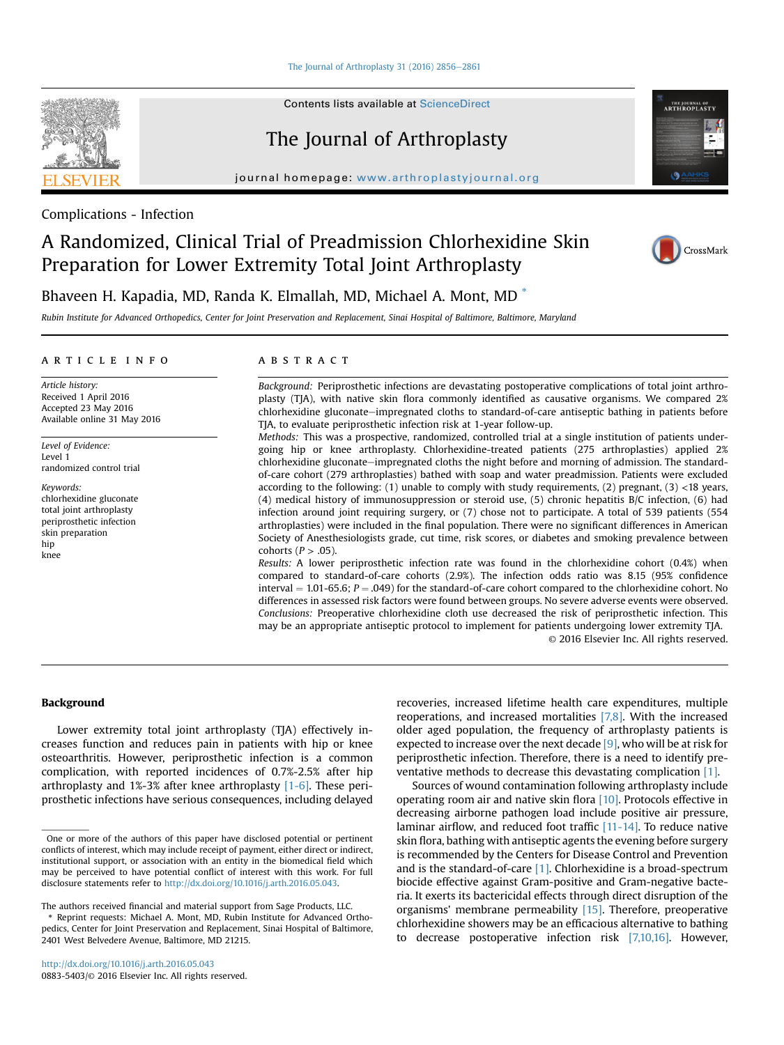Complications - Infection

# A Randomized, Clinical Trial of Preadmission Chlorhexidine Skin Preparation for Lower Extremity Total Joint Arthroplasty

Bhaveen H. Kapadia, MD, Randa K. Elmallah, MD, Michael A. Mont, MD *

*Rubin Institute for Advanced Orthopedics, Center for Joint Preservation and Replacement, Sinai Hospital of Baltimore, Baltimore, Maryland*

## ARTICLE INFO

*Article history:*
Received 1 April 2016
Accepted 23 May 2016
Available online 31 May 2016

*Level of Evidence:*
Level 1
randomized control trial

*Keywords:*
chlorhexidine gluconate
total joint arthroplasty
periprosthetic infection
skin preparation
hip
knee

## ABSTRACT

*Background:* Periprosthetic infections are devastating postoperative complications of total joint arthroplasty (TJA), with native skin flora commonly identified as causative organisms. We compared 2% chlorhexidine gluconate–impregnated cloths to standard-of-care antiseptic bathing in patients before TJA, to evaluate periprosthetic infection risk at 1-year follow-up.

*Methods:* This was a prospective, randomized, controlled trial at a single institution of patients undergoing hip or knee arthroplasty. Chlorhexidine-treated patients (275 arthroplasties) applied 2% chlorhexidine gluconate–impregnated cloths the night before and morning of admission. The standard-of-care cohort (279 arthroplasties) bathed with soap and water preadmission. Patients were excluded according to the following: (1) unable to comply with study requirements, (2) pregnant, (3) <18 years, (4) medical history of immunosuppression or steroid use, (5) chronic hepatitis B/C infection, (6) had infection around joint requiring surgery, or (7) chose not to participate. A total of 539 patients (554 arthroplasties) were included in the final population. There were no significant differences in American Society of Anesthesiologists grade, cut time, risk scores, or diabetes and smoking prevalence between cohorts ($P > .05$).

*Results:* A lower periprosthetic infection rate was found in the chlorhexidine cohort (0.4%) when compared to standard-of-care cohorts (2.9%). The infection odds ratio was 8.15 (95% confidence interval = 1.01-65.6; $P = .049$) for the standard-of-care cohort compared to the chlorhexidine cohort. No differences in assessed risk factors were found between groups. No severe adverse events were observed.

*Conclusions:* Preoperative chlorhexidine cloth use decreased the risk of periprosthetic infection. This may be an appropriate antiseptic protocol to implement for patients undergoing lower extremity TJA.

© 2016 Elsevier Inc. All rights reserved.

## Background

Lower extremity total joint arthroplasty (TJA) effectively increases function and reduces pain in patients with hip or knee osteoarthritis. However, periprosthetic infection is a common complication, with reported incidences of 0.7%-2.5% after hip arthroplasty and 1%-3% after knee arthroplasty [1-6]. These periprosthetic infections have serious consequences, including delayed recoveries, increased lifetime health care expenditures, multiple reoperations, and increased mortalities [7,8]. With the increased older aged population, the frequency of arthroplasty patients is expected to increase over the next decade [9], who will be at risk for periprosthetic infection. Therefore, there is a need to identify preventative methods to decrease this devastating complication [1].

Sources of wound contamination following arthroplasty include operating room air and native skin flora [10]. Protocols effective in decreasing airborne pathogen load include positive air pressure, laminar airflow, and reduced foot traffic [11-14]. To reduce native skin flora, bathing with antiseptic agents the evening before surgery is recommended by the Centers for Disease Control and Prevention and is the standard-of-care [1]. Chlorhexidine is a broad-spectrum biocide effective against Gram-positive and Gram-negative bacteria. It exerts its bactericidal effects through direct disruption of the organisms' membrane permeability [15]. Therefore, preoperative chlorhexidine showers may be an efficacious alternative to bathing to decrease postoperative infection risk [7,10,16]. However,

---

One or more of the authors of this paper have disclosed potential or pertinent conflicts of interest, which may include receipt of payment, either direct or indirect, institutional support, or association with an entity in the biomedical field which may be perceived to have potential conflict of interest with this work. For full disclosure statements refer to http://dx.doi.org/10.1016/j.arth.2016.05.043.

The authors received financial and material support from Sage Products, LLC.

* Reprint requests: Michael A. Mont, MD, Rubin Institute for Advanced Orthopedics, Center for Joint Preservation and Replacement, Sinai Hospital of Baltimore, 2401 West Belvedere Avenue, Baltimore, MD 21215.

http://dx.doi.org/10.1016/j.arth.2016.05.043
0883-5403/© 2016 Elsevier Inc. All rights reserved.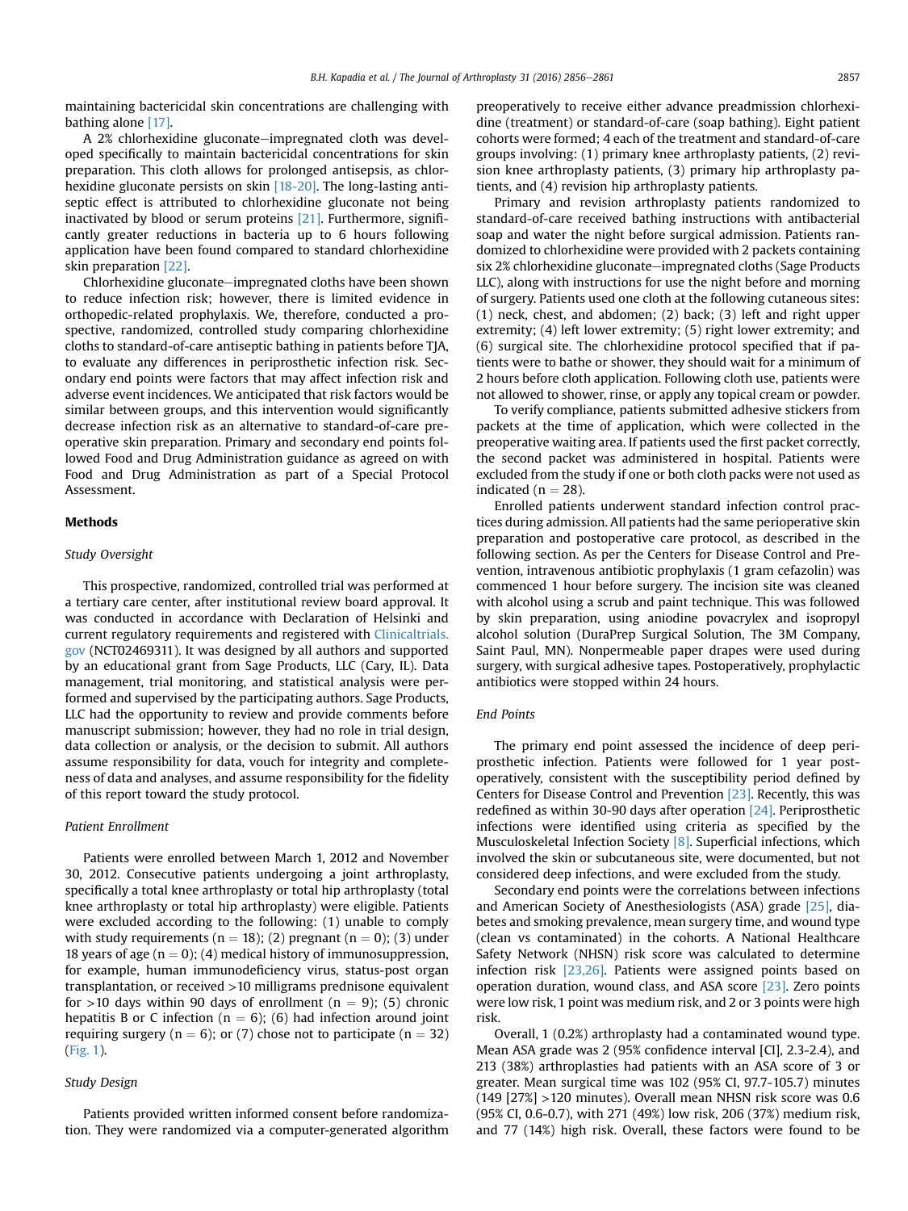maintaining bactericidal skin concentrations are challenging with bathing alone [17].

A 2% chlorhexidine gluconate–impregnated cloth was developed specifically to maintain bactericidal concentrations for skin preparation. This cloth allows for prolonged antisepsis, as chlorhexidine gluconate persists on skin [18-20]. The long-lasting antiseptic effect is attributed to chlorhexidine gluconate not being inactivated by blood or serum proteins [21]. Furthermore, significantly greater reductions in bacteria up to 6 hours following application have been found compared to standard chlorhexidine skin preparation [22].

Chlorhexidine gluconate–impregnated cloths have been shown to reduce infection risk; however, there is limited evidence in orthopedic-related prophylaxis. We, therefore, conducted a prospective, randomized, controlled study comparing chlorhexidine cloths to standard-of-care antiseptic bathing in patients before TJA, to evaluate any differences in periprosthetic infection risk. Secondary end points were factors that may affect infection risk and adverse event incidences. We anticipated that risk factors would be similar between groups, and this intervention would significantly decrease infection risk as an alternative to standard-of-care preoperative skin preparation. Primary and secondary end points followed Food and Drug Administration guidance as agreed on with Food and Drug Administration as part of a Special Protocol Assessment.

## Methods

### Study Oversight

This prospective, randomized, controlled trial was performed at a tertiary care center, after institutional review board approval. It was conducted in accordance with Declaration of Helsinki and current regulatory requirements and registered with Clinicaltrials.gov (NCT02469311). It was designed by all authors and supported by an educational grant from Sage Products, LLC (Cary, IL). Data management, trial monitoring, and statistical analysis were performed and supervised by the participating authors. Sage Products, LLC had the opportunity to review and provide comments before manuscript submission; however, they had no role in trial design, data collection or analysis, or the decision to submit. All authors assume responsibility for data, vouch for integrity and completeness of data and analyses, and assume responsibility for the fidelity of this report toward the study protocol.

### Patient Enrollment

Patients were enrolled between March 1, 2012 and November 30, 2012. Consecutive patients undergoing a joint arthroplasty, specifically a total knee arthroplasty or total hip arthroplasty (total knee arthroplasty or total hip arthroplasty) were eligible. Patients were excluded according to the following: (1) unable to comply with study requirements (n = 18); (2) pregnant (n = 0); (3) under 18 years of age (n = 0); (4) medical history of immunosuppression, for example, human immunodeficiency virus, status-post organ transplantation, or received >10 milligrams prednisone equivalent for >10 days within 90 days of enrollment (n = 9); (5) chronic hepatitis B or C infection (n = 6); (6) had infection around joint requiring surgery (n = 6); or (7) chose not to participate (n = 32) (Fig. 1).

### Study Design

Patients provided written informed consent before randomization. They were randomized via a computer-generated algorithm preoperatively to receive either advance preadmission chlorhexidine (treatment) or standard-of-care (soap bathing). Eight patient cohorts were formed; 4 each of the treatment and standard-of-care groups involving: (1) primary knee arthroplasty patients, (2) revision knee arthroplasty patients, (3) primary hip arthroplasty patients, and (4) revision hip arthroplasty patients.

Primary and revision arthroplasty patients randomized to standard-of-care received bathing instructions with antibacterial soap and water the night before surgical admission. Patients randomized to chlorhexidine were provided with 2 packets containing six 2% chlorhexidine gluconate–impregnated cloths (Sage Products LLC), along with instructions for use the night before and morning of surgery. Patients used one cloth at the following cutaneous sites: (1) neck, chest, and abdomen; (2) back; (3) left and right upper extremity; (4) left lower extremity; (5) right lower extremity; and (6) surgical site. The chlorhexidine protocol specified that if patients were to bathe or shower, they should wait for a minimum of 2 hours before cloth application. Following cloth use, patients were not allowed to shower, rinse, or apply any topical cream or powder.

To verify compliance, patients submitted adhesive stickers from packets at the time of application, which were collected in the preoperative waiting area. If patients used the first packet correctly, the second packet was administered in hospital. Patients were excluded from the study if one or both cloth packs were not used as indicated (n = 28).

Enrolled patients underwent standard infection control practices during admission. All patients had the same perioperative skin preparation and postoperative care protocol, as described in the following section. As per the Centers for Disease Control and Prevention, intravenous antibiotic prophylaxis (1 gram cefazolin) was commenced 1 hour before surgery. The incision site was cleaned with alcohol using a scrub and paint technique. This was followed by skin preparation, using aniodine povacrylex and isopropyl alcohol solution (DuraPrep Surgical Solution, The 3M Company, Saint Paul, MN). Nonpermeable paper drapes were used during surgery, with surgical adhesive tapes. Postoperatively, prophylactic antibiotics were stopped within 24 hours.

### End Points

The primary end point assessed the incidence of deep periprosthetic infection. Patients were followed for 1 year postoperatively, consistent with the susceptibility period defined by Centers for Disease Control and Prevention [23]. Recently, this was redefined as within 30-90 days after operation [24]. Periprosthetic infections were identified using criteria as specified by the Musculoskeletal Infection Society [8]. Superficial infections, which involved the skin or subcutaneous site, were documented, but not considered deep infections, and were excluded from the study.

Secondary end points were the correlations between infections and American Society of Anesthesiologists (ASA) grade [25], diabetes and smoking prevalence, mean surgery time, and wound type (clean vs contaminated) in the cohorts. A National Healthcare Safety Network (NHSN) risk score was calculated to determine infection risk [23,26]. Patients were assigned points based on operation duration, wound class, and ASA score [23]. Zero points were low risk, 1 point was medium risk, and 2 or 3 points were high risk.

Overall, 1 (0.2%) arthroplasty had a contaminated wound type. Mean ASA grade was 2 (95% confidence interval [CI], 2.3-2.4), and 213 (38%) arthroplasties had patients with an ASA score of 3 or greater. Mean surgical time was 102 (95% CI, 97.7-105.7) minutes (149 [27%] >120 minutes). Overall mean NHSN risk score was 0.6 (95% CI, 0.6-0.7), with 271 (49%) low risk, 206 (37%) medium risk, and 77 (14%) high risk. Overall, these factors were found to be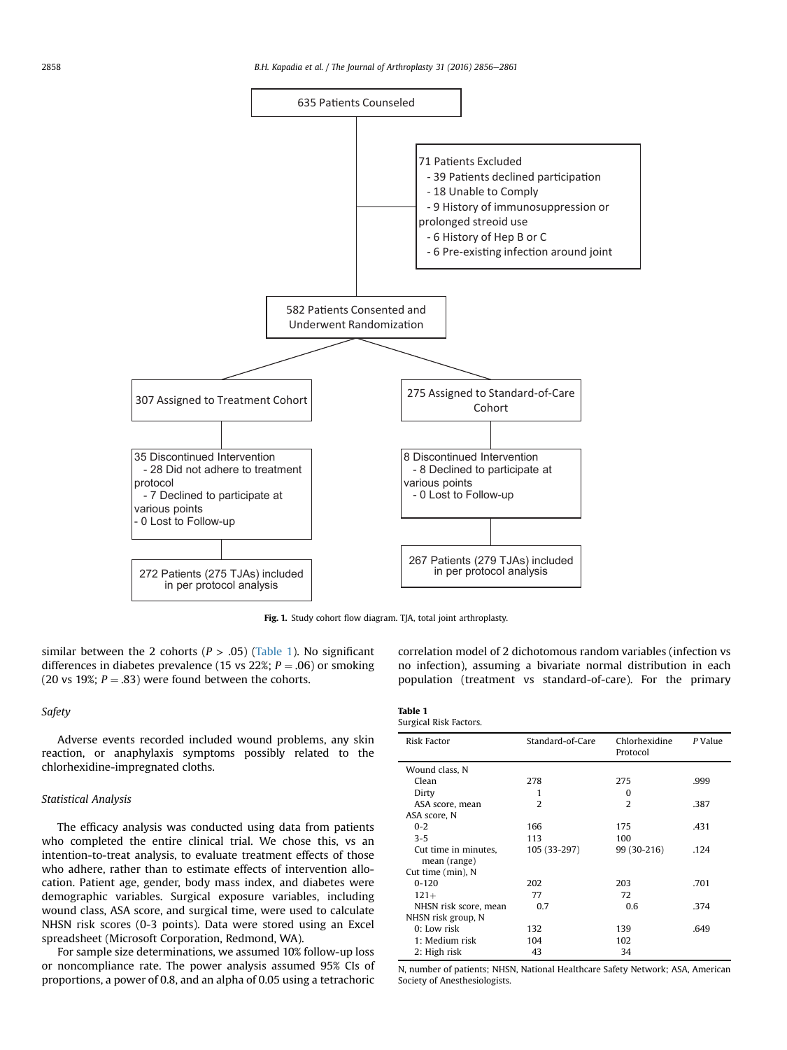635 Patients Counseled

71 Patients Excluded
- 39 Patients declined participation
- 18 Unable to Comply
- 9 History of immunosuppression or prolonged streoid use
- 6 History of Hep B or C
- 6 Pre-existing infection around joint

582 Patients Consented and Underwent Randomization

307 Assigned to Treatment Cohort

275 Assigned to Standard-of-Care Cohort

35 Discontinued Intervention
- 28 Did not adhere to treatment protocol
- 7 Declined to participate at various points
- 0 Lost to Follow-up

8 Discontinued Intervention
- 8 Declined to participate at various points
- 0 Lost to Follow-up

272 Patients (275 TJAs) included in per protocol analysis

267 Patients (279 TJAs) included in per protocol analysis

**Fig. 1.** Study cohort flow diagram. TJA, total joint arthroplasty.

similar between the 2 cohorts ($P > .05$) (Table 1). No significant differences in diabetes prevalence (15 vs 22%; $P = .06$) or smoking (20 vs 19%; $P = .83$) were found between the cohorts.

### *Safety*

Adverse events recorded included wound problems, any skin reaction, or anaphylaxis symptoms possibly related to the chlorhexidine-impregnated cloths.

### *Statistical Analysis*

The efficacy analysis was conducted using data from patients who completed the entire clinical trial. We chose this, vs an intention-to-treat analysis, to evaluate treatment effects of those who adhere, rather than to estimate effects of intervention allocation. Patient age, gender, body mass index, and diabetes were demographic variables. Surgical exposure variables, including wound class, ASA score, and surgical time, were used to calculate NHSN risk scores (0-3 points). Data were stored using an Excel spreadsheet (Microsoft Corporation, Redmond, WA).

For sample size determinations, we assumed 10% follow-up loss or noncompliance rate. The power analysis assumed 95% CIs of proportions, a power of 0.8, and an alpha of 0.05 using a tetrachoric correlation model of 2 dichotomous random variables (infection vs no infection), assuming a bivariate normal distribution in each population (treatment vs standard-of-care). For the primary

**Table 1**
Surgical Risk Factors.

| Risk Factor | Standard-of-Care | Chlorhexidine Protocol | *P* Value |
|---|---|---|---|
| Wound class, N | | | |
| Clean | 278 | 275 | .999 |
| Dirty | 1 | 0 | |
| ASA score, mean | 2 | 2 | .387 |
| ASA score, N | | | |
| 0-2 | 166 | 175 | .431 |
| 3-5 | 113 | 100 | |
| Cut time in minutes, mean (range) | 105 (33-297) | 99 (30-216) | .124 |
| Cut time (min), N | | | |
| 0-120 | 202 | 203 | .701 |
| 121+ | 77 | 72 | |
| NHSN risk score, mean | 0.7 | 0.6 | .374 |
| NHSN risk group, N | | | |
| 0: Low risk | 132 | 139 | .649 |
| 1: Medium risk | 104 | 102 | |
| 2: High risk | 43 | 34 | |

N, number of patients; NHSN, National Healthcare Safety Network; ASA, American Society of Anesthesiologists.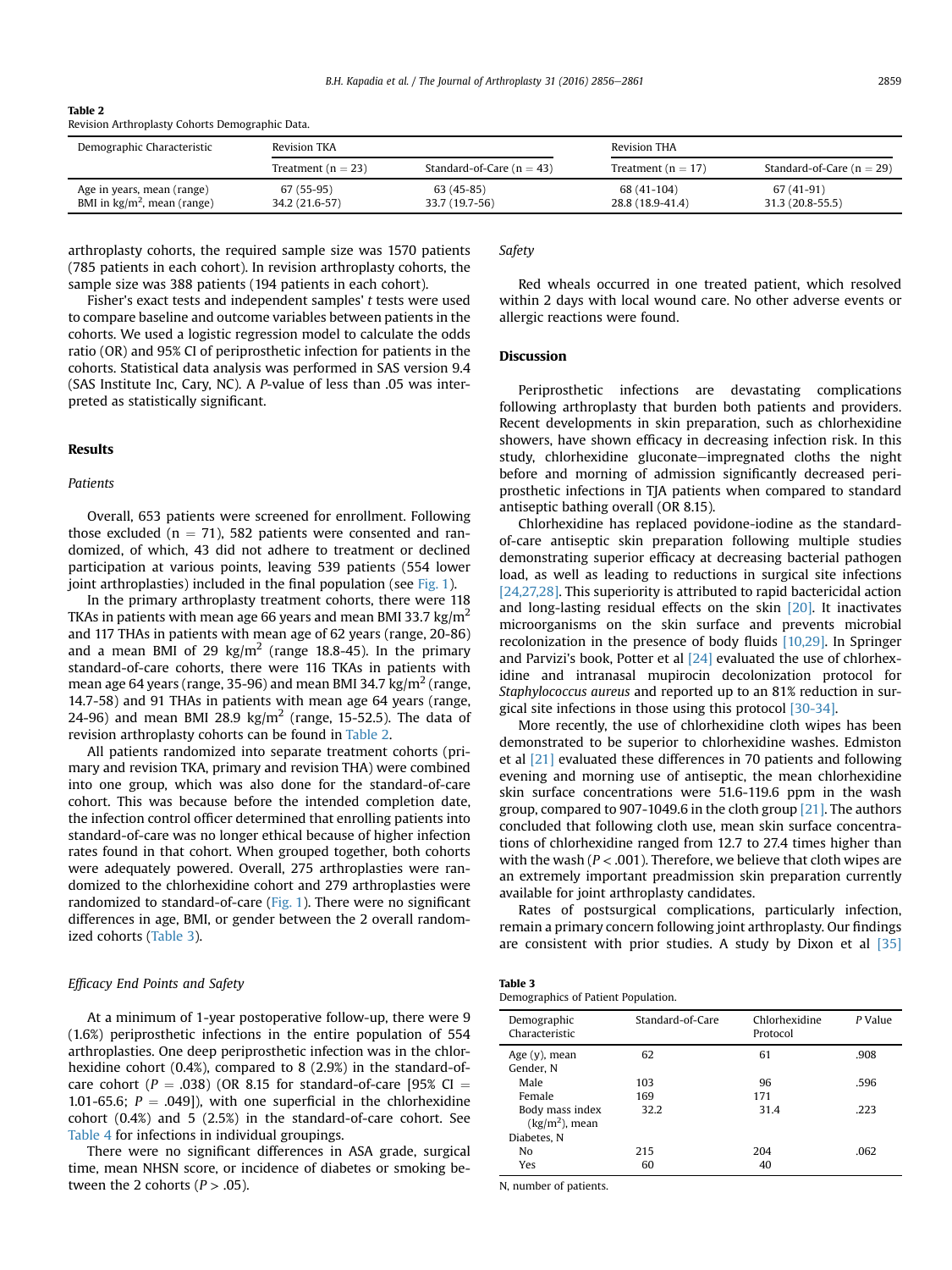**Table 2**
Revision Arthroplasty Cohorts Demographic Data.

| Demographic Characteristic | Revision TKA | | Revision THA | |
|---|---|---|---|---|
| | Treatment (n = 23) | Standard-of-Care (n = 43) | Treatment (n = 17) | Standard-of-Care (n = 29) |
| Age in years, mean (range) | 67 (55-95) | 63 (45-85) | 68 (41-104) | 67 (41-91) |
| BMI in kg/m$^2$, mean (range) | 34.2 (21.6-57) | 33.7 (19.7-56) | 28.8 (18.9-41.4) | 31.3 (20.8-55.5) |

arthroplasty cohorts, the required sample size was 1570 patients (785 patients in each cohort). In revision arthroplasty cohorts, the sample size was 388 patients (194 patients in each cohort).

Fisher's exact tests and independent samples' *t* tests were used to compare baseline and outcome variables between patients in the cohorts. We used a logistic regression model to calculate the odds ratio (OR) and 95% CI of periprosthetic infection for patients in the cohorts. Statistical data analysis was performed in SAS version 9.4 (SAS Institute Inc, Cary, NC). A *P*-value of less than .05 was interpreted as statistically significant.

## Results

### Patients

Overall, 653 patients were screened for enrollment. Following those excluded (n = 71), 582 patients were consented and randomized, of which, 43 did not adhere to treatment or declined participation at various points, leaving 539 patients (554 lower joint arthroplasties) included in the final population (see Fig. 1).

In the primary arthroplasty treatment cohorts, there were 118 TKAs in patients with mean age 66 years and mean BMI 33.7 kg/m$^2$ and 117 THAs in patients with mean age of 62 years (range, 20-86) and a mean BMI of 29 kg/m$^2$ (range 18.8-45). In the primary standard-of-care cohorts, there were 116 TKAs in patients with mean age 64 years (range, 35-96) and mean BMI 34.7 kg/m$^2$ (range, 14.7-58) and 91 THAs in patients with mean age 64 years (range, 24-96) and mean BMI 28.9 kg/m$^2$ (range, 15-52.5). The data of revision arthroplasty cohorts can be found in Table 2.

All patients randomized into separate treatment cohorts (primary and revision TKA, primary and revision THA) were combined into one group, which was also done for the standard-of-care cohort. This was because before the intended completion date, the infection control officer determined that enrolling patients into standard-of-care was no longer ethical because of higher infection rates found in that cohort. When grouped together, both cohorts were adequately powered. Overall, 275 arthroplasties were randomized to the chlorhexidine cohort and 279 arthroplasties were randomized to standard-of-care (Fig. 1). There were no significant differences in age, BMI, or gender between the 2 overall randomized cohorts (Table 3).

### Efficacy End Points and Safety

At a minimum of 1-year postoperative follow-up, there were 9 (1.6%) periprosthetic infections in the entire population of 554 arthroplasties. One deep periprosthetic infection was in the chlorhexidine cohort (0.4%), compared to 8 (2.9%) in the standard-of-care cohort ($P$ = .038) (OR 8.15 for standard-of-care [95% CI = 1.01-65.6; $P$ = .049]), with one superficial in the chlorhexidine cohort (0.4%) and 5 (2.5%) in the standard-of-care cohort. See Table 4 for infections in individual groupings.

There were no significant differences in ASA grade, surgical time, mean NHSN score, or incidence of diabetes or smoking between the 2 cohorts ($P$ > .05).

### Safety

Red wheals occurred in one treated patient, which resolved within 2 days with local wound care. No other adverse events or allergic reactions were found.

## Discussion

Periprosthetic infections are devastating complications following arthroplasty that burden both patients and providers. Recent developments in skin preparation, such as chlorhexidine showers, have shown efficacy in decreasing infection risk. In this study, chlorhexidine gluconate–impregnated cloths the night before and morning of admission significantly decreased periprosthetic infections in TJA patients when compared to standard antiseptic bathing overall (OR 8.15).

Chlorhexidine has replaced povidone-iodine as the standard-of-care antiseptic skin preparation following multiple studies demonstrating superior efficacy at decreasing bacterial pathogen load, as well as leading to reductions in surgical site infections [24,27,28]. This superiority is attributed to rapid bactericidal action and long-lasting residual effects on the skin [20]. It inactivates microorganisms on the skin surface and prevents microbial recolonization in the presence of body fluids [10,29]. In Springer and Parvizi's book, Potter et al [24] evaluated the use of chlorhexidine and intranasal mupirocin decolonization protocol for *Staphylococcus aureus* and reported up to an 81% reduction in surgical site infections in those using this protocol [30-34].

More recently, the use of chlorhexidine cloth wipes has been demonstrated to be superior to chlorhexidine washes. Edmiston et al [21] evaluated these differences in 70 patients and following evening and morning use of antiseptic, the mean chlorhexidine skin surface concentrations were 51.6-119.6 ppm in the wash group, compared to 907-1049.6 in the cloth group [21]. The authors concluded that following cloth use, mean skin surface concentrations of chlorhexidine ranged from 12.7 to 27.4 times higher than with the wash ($P$ < .001). Therefore, we believe that cloth wipes are an extremely important preadmission skin preparation currently available for joint arthroplasty candidates.

Rates of postsurgical complications, particularly infection, remain a primary concern following joint arthroplasty. Our findings are consistent with prior studies. A study by Dixon et al [35]

**Table 3**
Demographics of Patient Population.

| Demographic Characteristic | Standard-of-Care | Chlorhexidine Protocol | *P* Value |
|---|---|---|---|
| Age (y), mean | 62 | 61 | .908 |
| Gender, N | | | |
| Male | 103 | 96 | .596 |
| Female | 169 | 171 | |
| Body mass index (kg/m$^2$), mean | 32.2 | 31.4 | .223 |
| Diabetes, N | | | |
| No | 215 | 204 | .062 |
| Yes | 60 | 40 | |

N, number of patients.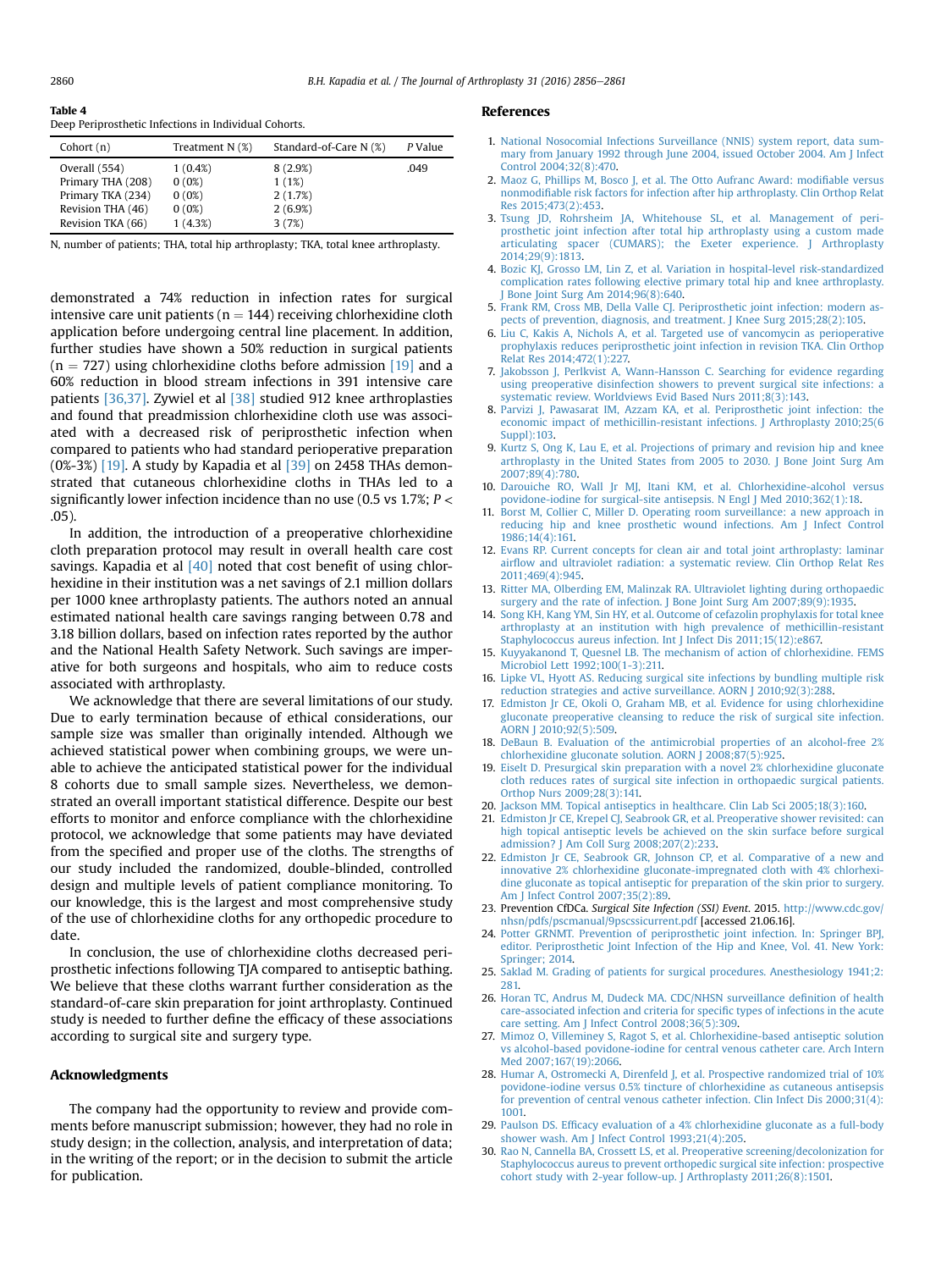**Table 4**
Deep Periprosthetic Infections in Individual Cohorts.

| Cohort (n) | Treatment N (%) | Standard-of-Care N (%) | *P* Value |
|---|---|---|---|
| Overall (554) | 1 (0.4%) | 8 (2.9%) | .049 |
| Primary THA (208) | 0 (0%) | 1 (1%) | |
| Primary TKA (234) | 0 (0%) | 2 (1.7%) | |
| Revision THA (46) | 0 (0%) | 2 (6.9%) | |
| Revision TKA (66) | 1 (4.3%) | 3 (7%) | |

N, number of patients; THA, total hip arthroplasty; TKA, total knee arthroplasty.

demonstrated a 74% reduction in infection rates for surgical intensive care unit patients (n = 144) receiving chlorhexidine cloth application before undergoing central line placement. In addition, further studies have shown a 50% reduction in surgical patients (n = 727) using chlorhexidine cloths before admission [19] and a 60% reduction in blood stream infections in 391 intensive care patients [36,37]. Zywiel et al [38] studied 912 knee arthroplasties and found that preadmission chlorhexidine cloth use was associated with a decreased risk of periprosthetic infection when compared to patients who had standard perioperative preparation (0%-3%) [19]. A study by Kapadia et al [39] on 2458 THAs demonstrated that cutaneous chlorhexidine cloths in THAs led to a significantly lower infection incidence than no use (0.5 vs 1.7%; $P < .05$).

In addition, the introduction of a preoperative chlorhexidine cloth preparation protocol may result in overall health care cost savings. Kapadia et al [40] noted that cost benefit of using chlorhexidine in their institution was a net savings of 2.1 million dollars per 1000 knee arthroplasty patients. The authors noted an annual estimated national health care savings ranging between 0.78 and 3.18 billion dollars, based on infection rates reported by the author and the National Health Safety Network. Such savings are imperative for both surgeons and hospitals, who aim to reduce costs associated with arthroplasty.

We acknowledge that there are several limitations of our study. Due to early termination because of ethical considerations, our sample size was smaller than originally intended. Although we achieved statistical power when combining groups, we were unable to achieve the anticipated statistical power for the individual 8 cohorts due to small sample sizes. Nevertheless, we demonstrated an overall important statistical difference. Despite our best efforts to monitor and enforce compliance with the chlorhexidine protocol, we acknowledge that some patients may have deviated from the specified and proper use of the cloths. The strengths of our study included the randomized, double-blinded, controlled design and multiple levels of patient compliance monitoring. To our knowledge, this is the largest and most comprehensive study of the use of chlorhexidine cloths for any orthopedic procedure to date.

In conclusion, the use of chlorhexidine cloths decreased periprosthetic infections following TJA compared to antiseptic bathing. We believe that these cloths warrant further consideration as the standard-of-care skin preparation for joint arthroplasty. Continued study is needed to further define the efficacy of these associations according to surgical site and surgery type.

## Acknowledgments

The company had the opportunity to review and provide comments before manuscript submission; however, they had no role in study design; in the collection, analysis, and interpretation of data; in the writing of the report; or in the decision to submit the article for publication.

## References

1. National Nosocomial Infections Surveillance (NNIS) system report, data summary from January 1992 through June 2004, issued October 2004. Am J Infect Control 2004;32(8):470.
2. Maoz G, Phillips M, Bosco J, et al. The Otto Aufranc Award: modifiable versus nonmodifiable risk factors for infection after hip arthroplasty. Clin Orthop Relat Res 2015;473(2):453.
3. Tsung JD, Rohrsheim JA, Whitehouse SL, et al. Management of periprosthetic joint infection after total hip arthroplasty using a custom made articulating spacer (CUMARS); the Exeter experience. J Arthroplasty 2014;29(9):1813.
4. Bozic KJ, Grosso LM, Lin Z, et al. Variation in hospital-level risk-standardized complication rates following elective primary total hip and knee arthroplasty. J Bone Joint Surg Am 2014;96(8):640.
5. Frank RM, Cross MB, Della Valle CJ. Periprosthetic joint infection: modern aspects of prevention, diagnosis, and treatment. J Knee Surg 2015;28(2):105.
6. Liu C, Kakis A, Nichols A, et al. Targeted use of vancomycin as perioperative prophylaxis reduces periprosthetic joint infection in revision TKA. Clin Orthop Relat Res 2014;472(1):227.
7. Jakobsson J, Perlkvist A, Wann-Hansson C. Searching for evidence regarding using preoperative disinfection showers to prevent surgical site infections: a systematic review. Worldviews Evid Based Nurs 2011;8(3):143.
8. Parvizi J, Pawasarat IM, Azzam KA, et al. Periprosthetic joint infection: the economic impact of methicillin-resistant infections. J Arthroplasty 2010;25(6 Suppl):103.
9. Kurtz S, Ong K, Lau E, et al. Projections of primary and revision hip and knee arthroplasty in the United States from 2005 to 2030. J Bone Joint Surg Am 2007;89(4):780.
10. Darouiche RO, Wall Jr MJ, Itani KM, et al. Chlorhexidine-alcohol versus povidone-iodine for surgical-site antisepsis. N Engl J Med 2010;362(1):18.
11. Borst M, Collier C, Miller D. Operating room surveillance: a new approach in reducing hip and knee prosthetic wound infections. Am J Infect Control 1986;14(4):161.
12. Evans RP. Current concepts for clean air and total joint arthroplasty: laminar airflow and ultraviolet radiation: a systematic review. Clin Orthop Relat Res 2011;469(4):945.
13. Ritter MA, Olberding EM, Malinzak RA. Ultraviolet lighting during orthopaedic surgery and the rate of infection. J Bone Joint Surg Am 2007;89(9):1935.
14. Song KH, Kang YM, Sin HY, et al. Outcome of cefazolin prophylaxis for total knee arthroplasty at an institution with high prevalence of methicillin-resistant Staphylococcus aureus infection. Int J Infect Dis 2011;15(12):e867.
15. Kuyyakanond T, Quesnel LB. The mechanism of action of chlorhexidine. FEMS Microbiol Lett 1992;100(1-3):211.
16. Lipke VL, Hyott AS. Reducing surgical site infections by bundling multiple risk reduction strategies and active surveillance. AORN J 2010;92(3):288.
17. Edmiston Jr CE, Okoli O, Graham MB, et al. Evidence for using chlorhexidine gluconate preoperative cleansing to reduce the risk of surgical site infection. AORN J 2010;92(5):509.
18. DeBaun B. Evaluation of the antimicrobial properties of an alcohol-free 2% chlorhexidine gluconate solution. AORN J 2008;87(5):925.
19. Eiselt D. Presurgical skin preparation with a novel 2% chlorhexidine gluconate cloth reduces rates of surgical site infection in orthopaedic surgical patients. Orthop Nurs 2009;28(3):141.
20. Jackson MM. Topical antiseptics in healthcare. Clin Lab Sci 2005;18(3):160.
21. Edmiston Jr CE, Krepel CJ, Seabrook GR, et al. Preoperative shower revisited: can high topical antiseptic levels be achieved on the skin surface before surgical admission? J Am Coll Surg 2008;207(2):233.
22. Edmiston Jr CE, Seabrook GR, Johnson CP, et al. Comparative of a new and innovative 2% chlorhexidine gluconate-impregnated cloth with 4% chlorhexidine gluconate as topical antiseptic for preparation of the skin prior to surgery. Am J Infect Control 2007;35(2):89.
23. Prevention CfDCa. *Surgical Site Infection (SSI) Event.* 2015. http://www.cdc.gov/nhsn/pdfs/pscmanual/9pscssicurrent.pdf [accessed 21.06.16].
24. Potter GRNMT. Prevention of periprosthetic joint infection. In: Springer BPJ, editor. Periprosthetic Joint Infection of the Hip and Knee, Vol. 41. New York: Springer; 2014.
25. Saklad M. Grading of patients for surgical procedures. Anesthesiology 1941;2:281.
26. Horan TC, Andrus M, Dudeck MA. CDC/NHSN surveillance definition of health care-associated infection and criteria for specific types of infections in the acute care setting. Am J Infect Control 2008;36(5):309.
27. Mimoz O, Villeminey S, Ragot S, et al. Chlorhexidine-based antiseptic solution vs alcohol-based povidone-iodine for central venous catheter care. Arch Intern Med 2007;167(19):2066.
28. Humar A, Ostromecki A, Direnfeld J, et al. Prospective randomized trial of 10% povidone-iodine versus 0.5% tincture of chlorhexidine as cutaneous antisepsis for prevention of central venous catheter infection. Clin Infect Dis 2000;31(4):1001.
29. Paulson DS. Efficacy evaluation of a 4% chlorhexidine gluconate as a full-body shower wash. Am J Infect Control 1993;21(4):205.
30. Rao N, Cannella BA, Crossett LS, et al. Preoperative screening/decolonization for Staphylococcus aureus to prevent orthopedic surgical site infection: prospective cohort study with 2-year follow-up. J Arthroplasty 2011;26(8):1501.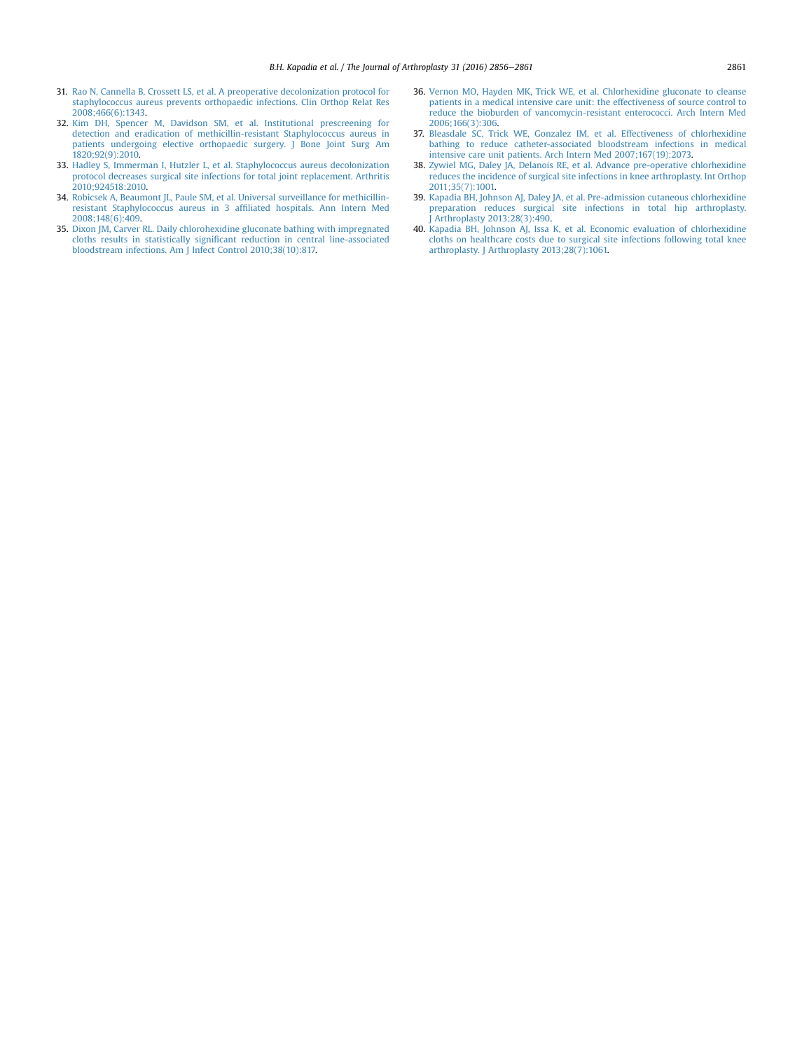31. Rao N, Cannella B, Crossett LS, et al. A preoperative decolonization protocol for staphylococcus aureus prevents orthopaedic infections. Clin Orthop Relat Res 2008;466(6):1343.
32. Kim DH, Spencer M, Davidson SM, et al. Institutional prescreening for detection and eradication of methicillin-resistant Staphylococcus aureus in patients undergoing elective orthopaedic surgery. J Bone Joint Surg Am 1820;92(9):2010.
33. Hadley S, Immerman I, Hutzler L, et al. Staphylococcus aureus decolonization protocol decreases surgical site infections for total joint replacement. Arthritis 2010;924518:2010.
34. Robicsek A, Beaumont JL, Paule SM, et al. Universal surveillance for methicillin-resistant Staphylococcus aureus in 3 affiliated hospitals. Ann Intern Med 2008;148(6):409.
35. Dixon JM, Carver RL. Daily chlorohexidine gluconate bathing with impregnated cloths results in statistically significant reduction in central line-associated bloodstream infections. Am J Infect Control 2010;38(10):817.
36. Vernon MO, Hayden MK, Trick WE, et al. Chlorhexidine gluconate to cleanse patients in a medical intensive care unit: the effectiveness of source control to reduce the bioburden of vancomycin-resistant enterococci. Arch Intern Med 2006;166(3):306.
37. Bleasdale SC, Trick WE, Gonzalez IM, et al. Effectiveness of chlorhexidine bathing to reduce catheter-associated bloodstream infections in medical intensive care unit patients. Arch Intern Med 2007;167(19):2073.
38. Zywiel MG, Daley JA, Delanois RE, et al. Advance pre-operative chlorhexidine reduces the incidence of surgical site infections in knee arthroplasty. Int Orthop 2011;35(7):1001.
39. Kapadia BH, Johnson AJ, Daley JA, et al. Pre-admission cutaneous chlorhexidine preparation reduces surgical site infections in total hip arthroplasty. J Arthroplasty 2013;28(3):490.
40. Kapadia BH, Johnson AJ, Issa K, et al. Economic evaluation of chlorhexidine cloths on healthcare costs due to surgical site infections following total knee arthroplasty. J Arthroplasty 2013;28(7):1061.